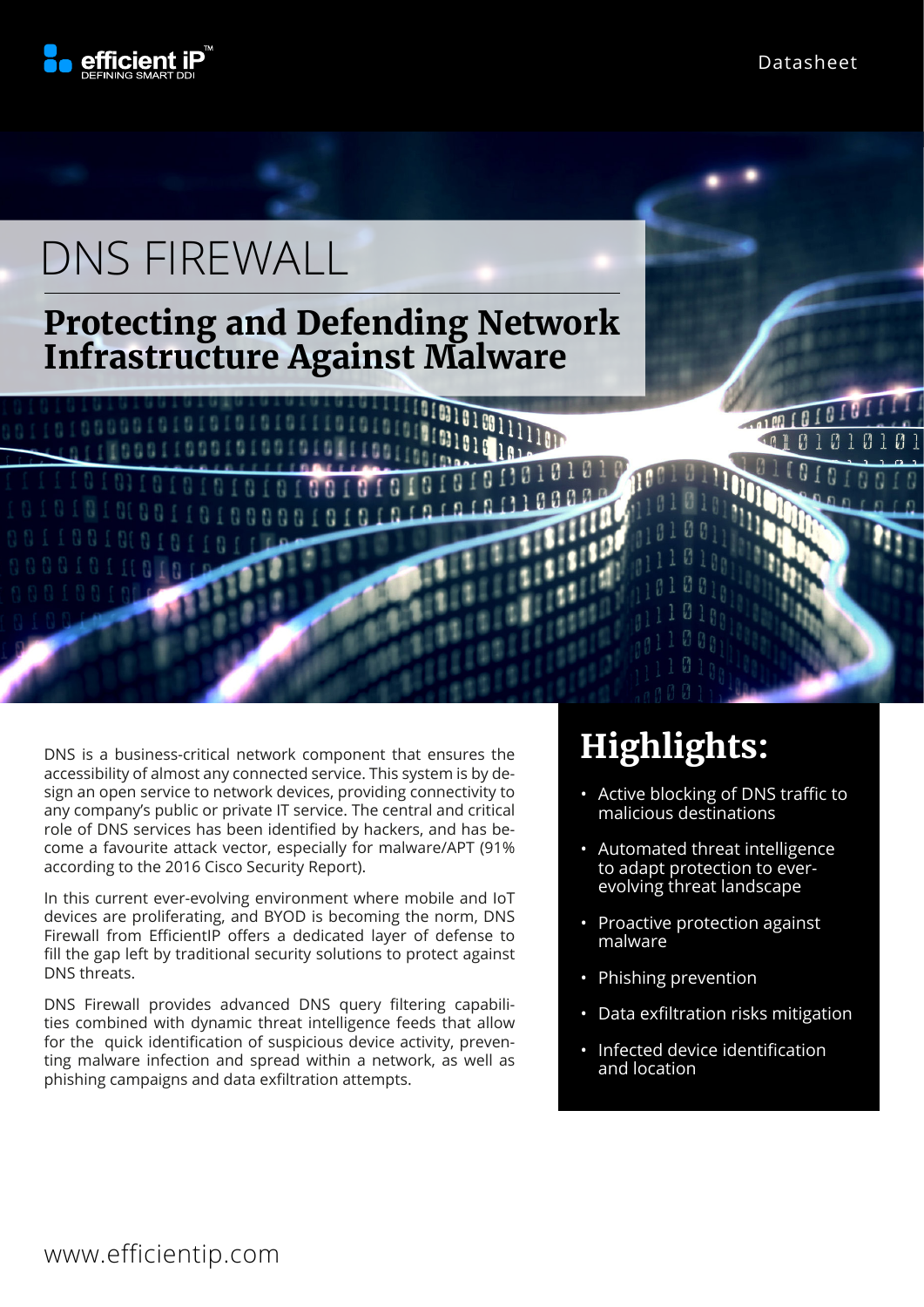Datasheet

# DNS FIREWALL

## Protecting and Defending Network Infrastructure Against Malware

DNS is a business-critical network component that ensures the accessibility of almost any connected service. This system is by design an open service to network devices, providing connectivity to any company's public or private IT service. The central and critical role of DNS services has been identified by hackers, and has become a favourite attack vector, especially for malware/APT (91% according to the 2016 Cisco Security Report).

In this current ever-evolving environment where mobile and IoT devices are proliferating, and BYOD is becoming the norm, DNS Firewall from EfficientIP offers a dedicated layer of defense to fill the gap left by traditional security solutions to protect against DNS threats.

DNS Firewall provides advanced DNS query filtering capabilities combined with dynamic threat intelligence feeds that allow for the quick identification of suspicious device activity, preventing malware infection and spread within a network, as well as phishing campaigns and data exfiltration attempts.

## Highlights:

- Active blocking of DNS traffic to malicious destinations
- Automated threat intelligence to adapt protection to ever-evolving threat landscape
- Proactive protection against malware
- Phishing prevention
- Data exfiltration risks mitigation
- Infected device identification and location

www.efficientip.com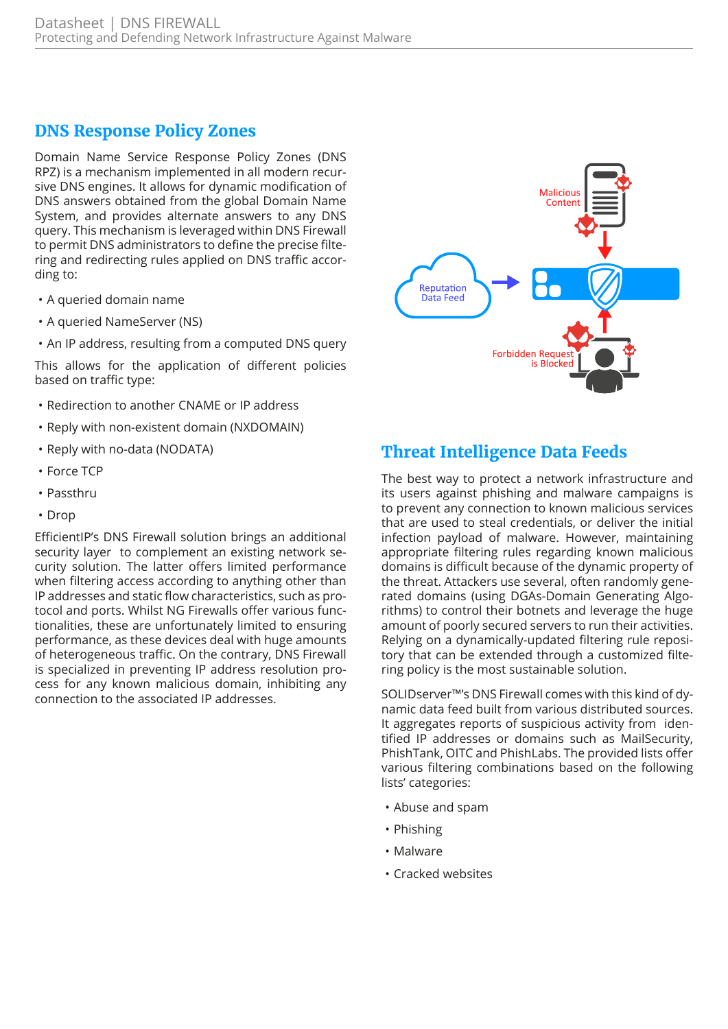## DNS Response Policy Zones

Domain Name Service Response Policy Zones (DNS RPZ) is a mechanism implemented in all modern recursive DNS engines. It allows for dynamic modification of DNS answers obtained from the global Domain Name System, and provides alternate answers to any DNS query. This mechanism is leveraged within DNS Firewall to permit DNS administrators to define the precise filtering and redirecting rules applied on DNS traffic according to:

- A queried domain name
- A queried NameServer (NS)
- An IP address, resulting from a computed DNS query

This allows for the application of different policies based on traffic type:

- Redirection to another CNAME or IP address
- Reply with non-existent domain (NXDOMAIN)
- Reply with no-data (NODATA)
- Force TCP
- Passthru
- Drop

EfficientIP's DNS Firewall solution brings an additional security layer to complement an existing network security solution. The latter offers limited performance when filtering access according to anything other than IP addresses and static flow characteristics, such as protocol and ports. Whilst NG Firewalls offer various functionalities, these are unfortunately limited to ensuring performance, as these devices deal with huge amounts of heterogeneous traffic. On the contrary, DNS Firewall is specialized in preventing IP address resolution process for any known malicious domain, inhibiting any connection to the associated IP addresses.

Malicious Content

Reputation Data Feed

Forbidden Request is Blocked

## Threat Intelligence Data Feeds

The best way to protect a network infrastructure and its users against phishing and malware campaigns is to prevent any connection to known malicious services that are used to steal credentials, or deliver the initial infection payload of malware. However, maintaining appropriate filtering rules regarding known malicious domains is difficult because of the dynamic property of the threat. Attackers use several, often randomly generated domains (using DGAs-Domain Generating Algorithms) to control their botnets and leverage the huge amount of poorly secured servers to run their activities. Relying on a dynamically-updated filtering rule repository that can be extended through a customized filtering policy is the most sustainable solution.

SOLIDserver™'s DNS Firewall comes with this kind of dynamic data feed built from various distributed sources. It aggregates reports of suspicious activity from identified IP addresses or domains such as MailSecurity, PhishTank, OITC and PhishLabs. The provided lists offer various filtering combinations based on the following lists' categories:

- Abuse and spam
- Phishing
- Malware
- Cracked websites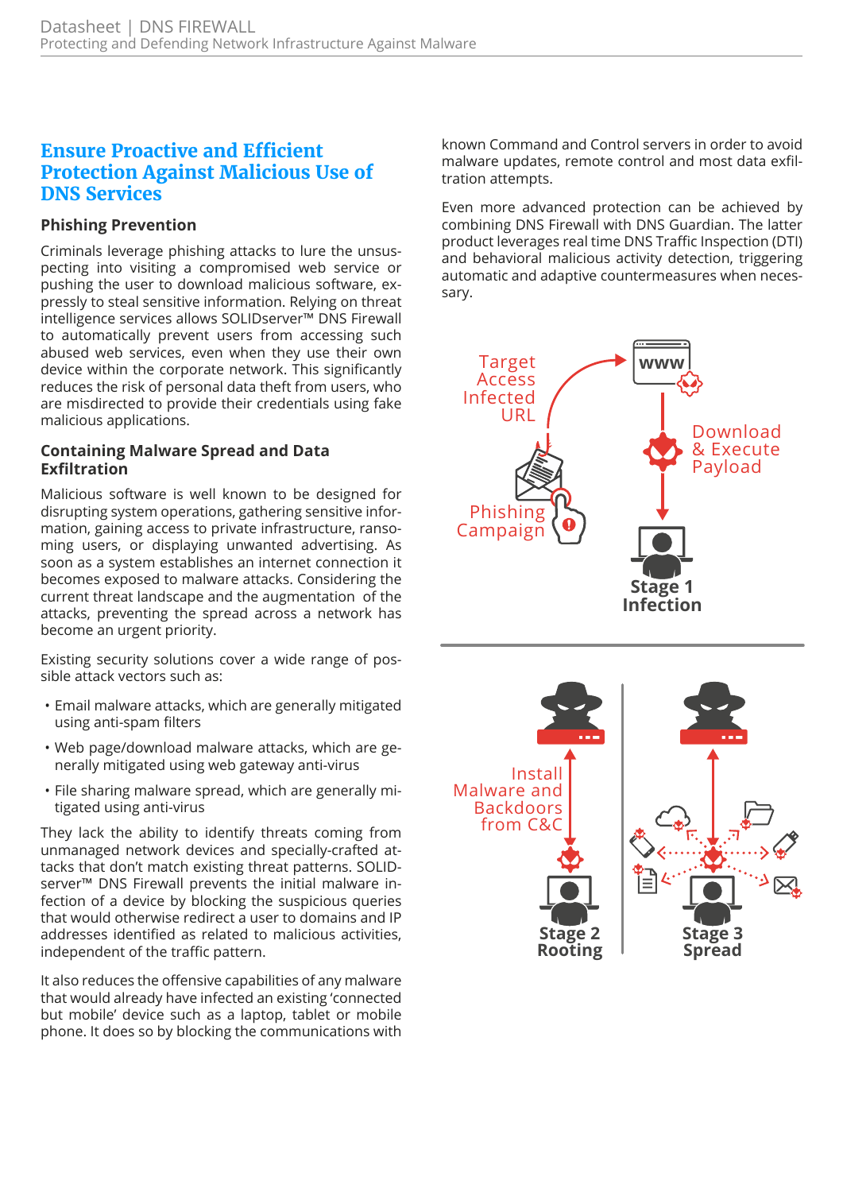## Ensure Proactive and Efficient Protection Against Malicious Use of DNS Services

### Phishing Prevention

Criminals leverage phishing attacks to lure the unsuspecting into visiting a compromised web service or pushing the user to download malicious software, expressly to steal sensitive information. Relying on threat intelligence services allows SOLIDserver™ DNS Firewall to automatically prevent users from accessing such abused web services, even when they use their own device within the corporate network. This significantly reduces the risk of personal data theft from users, who are misdirected to provide their credentials using fake malicious applications.

### Containing Malware Spread and Data Exfiltration

Malicious software is well known to be designed for disrupting system operations, gathering sensitive information, gaining access to private infrastructure, ransoming users, or displaying unwanted advertising. As soon as a system establishes an internet connection it becomes exposed to malware attacks. Considering the current threat landscape and the augmentation of the attacks, preventing the spread across a network has become an urgent priority.

Existing security solutions cover a wide range of possible attack vectors such as:

- Email malware attacks, which are generally mitigated using anti-spam filters
- Web page/download malware attacks, which are generally mitigated using web gateway anti-virus
- File sharing malware spread, which are generally mitigated using anti-virus

They lack the ability to identify threats coming from unmanaged network devices and specially-crafted attacks that don't match existing threat patterns. SOLIDserver™ DNS Firewall prevents the initial malware infection of a device by blocking the suspicious queries that would otherwise redirect a user to domains and IP addresses identified as related to malicious activities, independent of the traffic pattern.

It also reduces the offensive capabilities of any malware that would already have infected an existing 'connected but mobile' device such as a laptop, tablet or mobile phone. It does so by blocking the communications with known Command and Control servers in order to avoid malware updates, remote control and most data exfiltration attempts.

Even more advanced protection can be achieved by combining DNS Firewall with DNS Guardian. The latter product leverages real time DNS Traffic Inspection (DTI) and behavioral malicious activity detection, triggering automatic and adaptive countermeasures when necessary.

Target Access Infected URL

Download & Execute Payload

Phishing Campaign

Stage 1 Infection

Install Malware and Backdoors from C&C

Stage 2 Rooting

Stage 3 Spread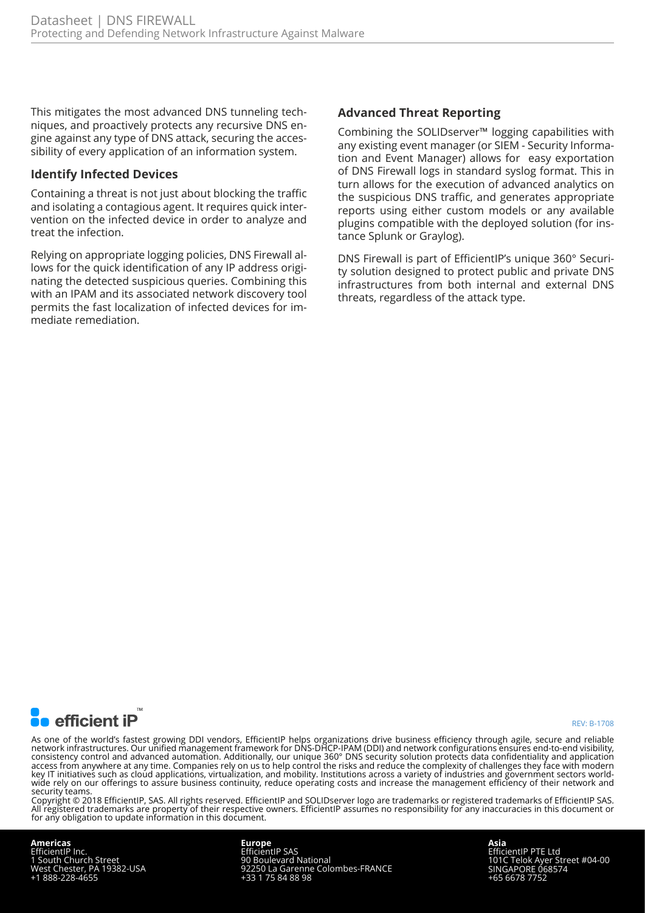This mitigates the most advanced DNS tunneling techniques, and proactively protects any recursive DNS engine against any type of DNS attack, securing the accessibility of every application of an information system.

### Identify Infected Devices

Containing a threat is not just about blocking the traffic and isolating a contagious agent. It requires quick intervention on the infected device in order to analyze and treat the infection.

Relying on appropriate logging policies, DNS Firewall allows for the quick identification of any IP address originating the detected suspicious queries. Combining this with an IPAM and its associated network discovery tool permits the fast localization of infected devices for immediate remediation.

### Advanced Threat Reporting

Combining the SOLIDserver™ logging capabilities with any existing event manager (or SIEM - Security Information and Event Manager) allows for easy exportation of DNS Firewall logs in standard syslog format. This in turn allows for the execution of advanced analytics on the suspicious DNS traffic, and generates appropriate reports using either custom models or any available plugins compatible with the deployed solution (for instance Splunk or Graylog).

DNS Firewall is part of EfficientIP's unique 360° Security solution designed to protect public and private DNS infrastructures from both internal and external DNS threats, regardless of the attack type.

efficient iP™

REV: B-1708

As one of the world's fastest growing DDI vendors, EfficientIP helps organizations drive business efficiency through agile, secure and reliable network infrastructures. Our unified management framework for DNS-DHCP-IPAM (DDI) and network configurations ensures end-to-end visibility, consistency control and advanced automation. Additionally, our unique 360° DNS security solution protects data confidentiality and application access from anywhere at any time. Companies rely on us to help control the risks and reduce the complexity of challenges they face with modern key IT initiatives such as cloud applications, virtualization, and mobility. Institutions across a variety of industries and government sectors worldwide rely on our offerings to assure business continuity, reduce operating costs and increase the management efficiency of their network and security teams.

Copyright © 2018 EfficientIP, SAS. All rights reserved. EfficientIP and SOLIDserver logo are trademarks or registered trademarks of EfficientIP SAS. All registered trademarks are property of their respective owners. EfficientIP assumes no responsibility for any inaccuracies in this document or for any obligation to update information in this document.

**Americas**
EfficientIP Inc.
1 South Church Street
West Chester, PA 19382-USA
+1 888-228-4655

**Europe**
EfficientIP SAS
90 Boulevard National
92250 La Garenne Colombes-FRANCE
+33 1 75 84 88 98

**Asia**
EfficientIP PTE Ltd
101C Telok Ayer Street #04-00
SINGAPORE 068574
+65 6678 7752